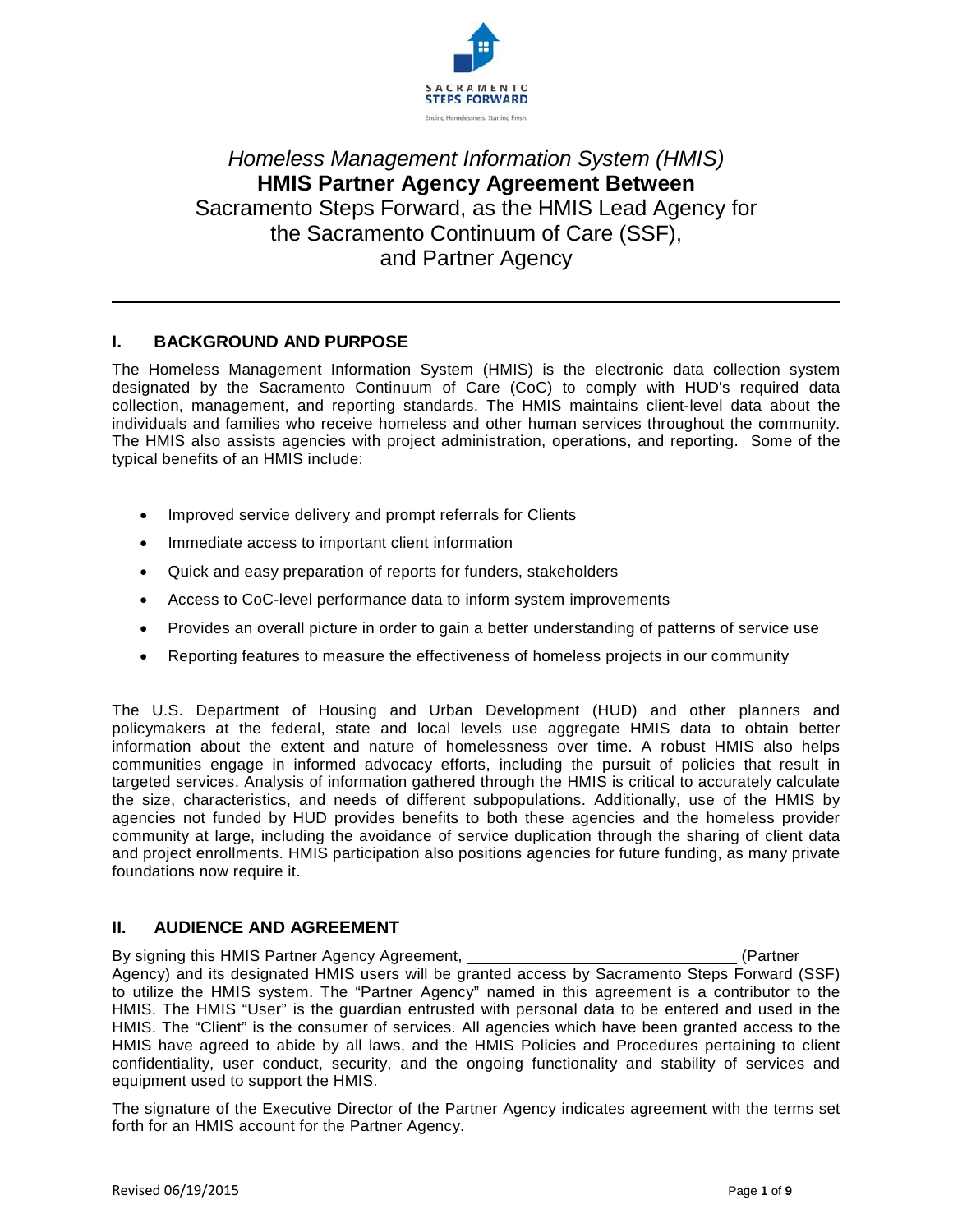SACRAMENTO STEPS FORWARD

Ending Homelessness. Starting Fresh.

*Homeless Management Information System (HMIS)*

**HMIS Partner Agency Agreement Between**

Sacramento Steps Forward, as the HMIS Lead Agency for the Sacramento Continuum of Care (SSF), and Partner Agency

---

## I. BACKGROUND AND PURPOSE

The Homeless Management Information System (HMIS) is the electronic data collection system designated by the Sacramento Continuum of Care (CoC) to comply with HUD's required data collection, management, and reporting standards. The HMIS maintains client-level data about the individuals and families who receive homeless and other human services throughout the community. The HMIS also assists agencies with project administration, operations, and reporting. Some of the typical benefits of an HMIS include:

- Improved service delivery and prompt referrals for Clients
- Immediate access to important client information
- Quick and easy preparation of reports for funders, stakeholders
- Access to CoC-level performance data to inform system improvements
- Provides an overall picture in order to gain a better understanding of patterns of service use
- Reporting features to measure the effectiveness of homeless projects in our community

The U.S. Department of Housing and Urban Development (HUD) and other planners and policymakers at the federal, state and local levels use aggregate HMIS data to obtain better information about the extent and nature of homelessness over time. A robust HMIS also helps communities engage in informed advocacy efforts, including the pursuit of policies that result in targeted services. Analysis of information gathered through the HMIS is critical to accurately calculate the size, characteristics, and needs of different subpopulations. Additionally, use of the HMIS by agencies not funded by HUD provides benefits to both these agencies and the homeless provider community at large, including the avoidance of service duplication through the sharing of client data and project enrollments. HMIS participation also positions agencies for future funding, as many private foundations now require it.

## II. AUDIENCE AND AGREEMENT

By signing this HMIS Partner Agency Agreement, ______________________________ (Partner Agency) and its designated HMIS users will be granted access by Sacramento Steps Forward (SSF) to utilize the HMIS system. The "Partner Agency" named in this agreement is a contributor to the HMIS. The HMIS "User" is the guardian entrusted with personal data to be entered and used in the HMIS. The "Client" is the consumer of services. All agencies which have been granted access to the HMIS have agreed to abide by all laws, and the HMIS Policies and Procedures pertaining to client confidentiality, user conduct, security, and the ongoing functionality and stability of services and equipment used to support the HMIS.

The signature of the Executive Director of the Partner Agency indicates agreement with the terms set forth for an HMIS account for the Partner Agency.

Revised 06/19/2015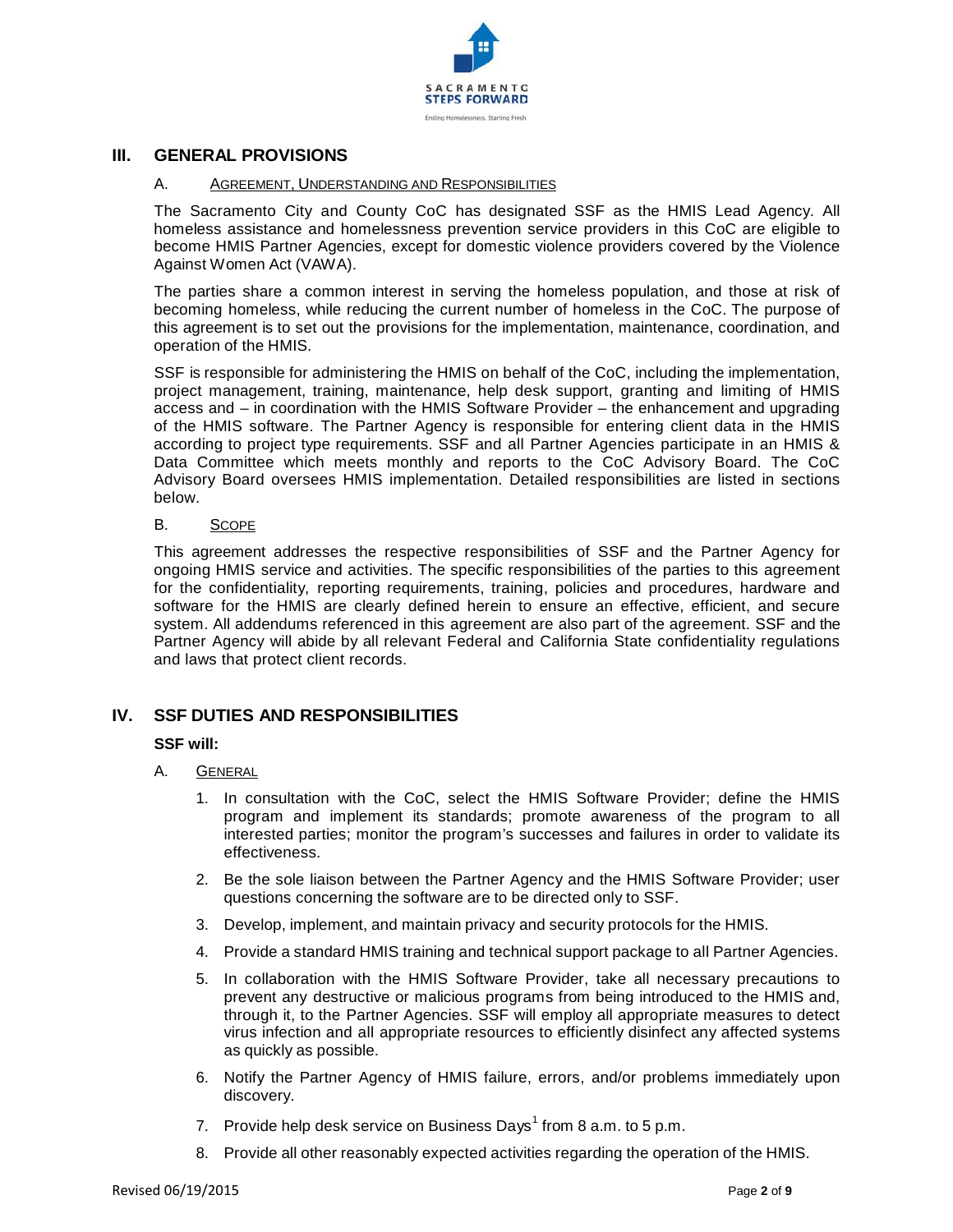## III. GENERAL PROVISIONS

### A. Agreement, Understanding and Responsibilities

The Sacramento City and County CoC has designated SSF as the HMIS Lead Agency. All homeless assistance and homelessness prevention service providers in this CoC are eligible to become HMIS Partner Agencies, except for domestic violence providers covered by the Violence Against Women Act (VAWA).

The parties share a common interest in serving the homeless population, and those at risk of becoming homeless, while reducing the current number of homeless in the CoC. The purpose of this agreement is to set out the provisions for the implementation, maintenance, coordination, and operation of the HMIS.

SSF is responsible for administering the HMIS on behalf of the CoC, including the implementation, project management, training, maintenance, help desk support, granting and limiting of HMIS access and – in coordination with the HMIS Software Provider – the enhancement and upgrading of the HMIS software. The Partner Agency is responsible for entering client data in the HMIS according to project type requirements. SSF and all Partner Agencies participate in an HMIS & Data Committee which meets monthly and reports to the CoC Advisory Board. The CoC Advisory Board oversees HMIS implementation. Detailed responsibilities are listed in sections below.

### B. Scope

This agreement addresses the respective responsibilities of SSF and the Partner Agency for ongoing HMIS service and activities. The specific responsibilities of the parties to this agreement for the confidentiality, reporting requirements, training, policies and procedures, hardware and software for the HMIS are clearly defined herein to ensure an effective, efficient, and secure system. All addendums referenced in this agreement are also part of the agreement. SSF and the Partner Agency will abide by all relevant Federal and California State confidentiality regulations and laws that protect client records.

## IV. SSF DUTIES AND RESPONSIBILITIES

**SSF will:**

### A. General

1. In consultation with the CoC, select the HMIS Software Provider; define the HMIS program and implement its standards; promote awareness of the program to all interested parties; monitor the program's successes and failures in order to validate its effectiveness.
2. Be the sole liaison between the Partner Agency and the HMIS Software Provider; user questions concerning the software are to be directed only to SSF.
3. Develop, implement, and maintain privacy and security protocols for the HMIS.
4. Provide a standard HMIS training and technical support package to all Partner Agencies.
5. In collaboration with the HMIS Software Provider, take all necessary precautions to prevent any destructive or malicious programs from being introduced to the HMIS and, through it, to the Partner Agencies. SSF will employ all appropriate measures to detect virus infection and all appropriate resources to efficiently disinfect any affected systems as quickly as possible.
6. Notify the Partner Agency of HMIS failure, errors, and/or problems immediately upon discovery.
7. Provide help desk service on Business Days[1] from 8 a.m. to 5 p.m.
8. Provide all other reasonably expected activities regarding the operation of the HMIS.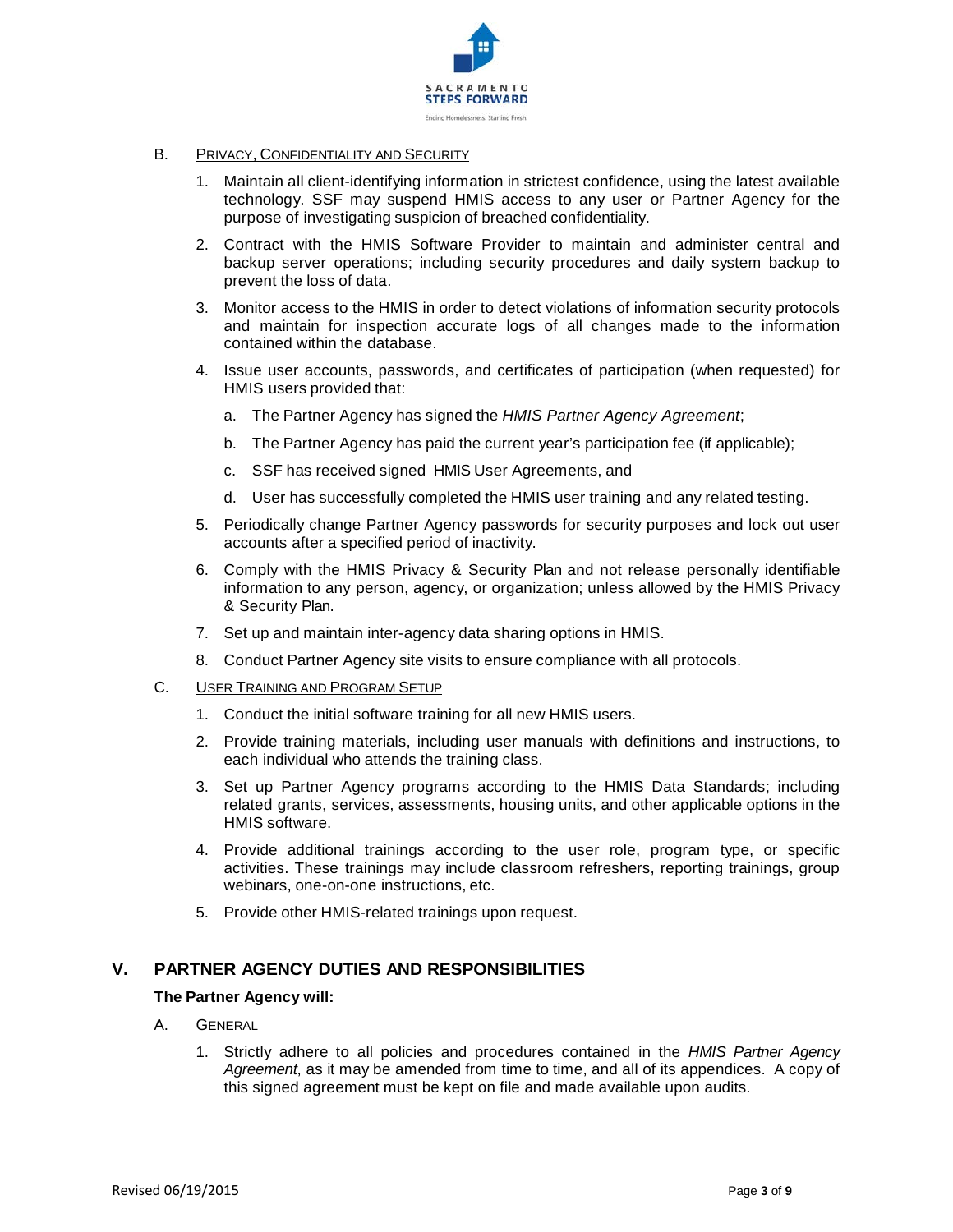B. <u>PRIVACY, CONFIDENTIALITY AND SECURITY</u>

1. Maintain all client-identifying information in strictest confidence, using the latest available technology. SSF may suspend HMIS access to any user or Partner Agency for the purpose of investigating suspicion of breached confidentiality.
2. Contract with the HMIS Software Provider to maintain and administer central and backup server operations; including security procedures and daily system backup to prevent the loss of data.
3. Monitor access to the HMIS in order to detect violations of information security protocols and maintain for inspection accurate logs of all changes made to the information contained within the database.
4. Issue user accounts, passwords, and certificates of participation (when requested) for HMIS users provided that:
   a. The Partner Agency has signed the *HMIS Partner Agency Agreement*;
   b. The Partner Agency has paid the current year's participation fee (if applicable);
   c. SSF has received signed HMIS User Agreements, and
   d. User has successfully completed the HMIS user training and any related testing.
5. Periodically change Partner Agency passwords for security purposes and lock out user accounts after a specified period of inactivity.
6. Comply with the HMIS Privacy & Security Plan and not release personally identifiable information to any person, agency, or organization; unless allowed by the HMIS Privacy & Security Plan.
7. Set up and maintain inter-agency data sharing options in HMIS.
8. Conduct Partner Agency site visits to ensure compliance with all protocols.

C. <u>USER TRAINING AND PROGRAM SETUP</u>

1. Conduct the initial software training for all new HMIS users.
2. Provide training materials, including user manuals with definitions and instructions, to each individual who attends the training class.
3. Set up Partner Agency programs according to the HMIS Data Standards; including related grants, services, assessments, housing units, and other applicable options in the HMIS software.
4. Provide additional trainings according to the user role, program type, or specific activities. These trainings may include classroom refreshers, reporting trainings, group webinars, one-on-one instructions, etc.
5. Provide other HMIS-related trainings upon request.

## V. PARTNER AGENCY DUTIES AND RESPONSIBILITIES

**The Partner Agency will:**

A. <u>GENERAL</u>

1. Strictly adhere to all policies and procedures contained in the *HMIS Partner Agency Agreement*, as it may be amended from time to time, and all of its appendices. A copy of this signed agreement must be kept on file and made available upon audits.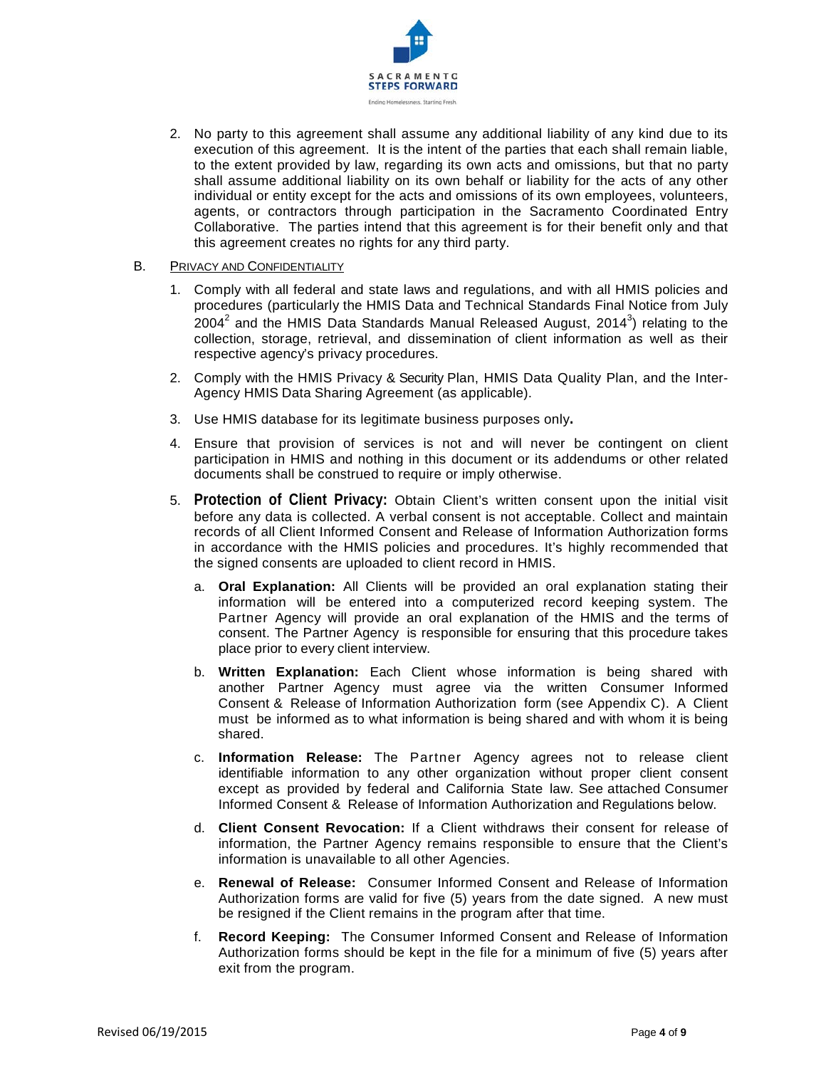2. No party to this agreement shall assume any additional liability of any kind due to its execution of this agreement. It is the intent of the parties that each shall remain liable, to the extent provided by law, regarding its own acts and omissions, but that no party shall assume additional liability on its own behalf or liability for the acts of any other individual or entity except for the acts and omissions of its own employees, volunteers, agents, or contractors through participation in the Sacramento Coordinated Entry Collaborative. The parties intend that this agreement is for their benefit only and that this agreement creates no rights for any third party.

B. PRIVACY AND CONFIDENTIALITY

1. Comply with all federal and state laws and regulations, and with all HMIS policies and procedures (particularly the HMIS Data and Technical Standards Final Notice from July 2004[2] and the HMIS Data Standards Manual Released August, 2014[3]) relating to the collection, storage, retrieval, and dissemination of client information as well as their respective agency's privacy procedures.

2. Comply with the HMIS Privacy & Security Plan, HMIS Data Quality Plan, and the Inter-Agency HMIS Data Sharing Agreement (as applicable).

3. Use HMIS database for its legitimate business purposes only**.**

4. Ensure that provision of services is not and will never be contingent on client participation in HMIS and nothing in this document or its addendums or other related documents shall be construed to require or imply otherwise.

5. **Protection of Client Privacy:** Obtain Client's written consent upon the initial visit before any data is collected. A verbal consent is not acceptable. Collect and maintain records of all Client Informed Consent and Release of Information Authorization forms in accordance with the HMIS policies and procedures. It's highly recommended that the signed consents are uploaded to client record in HMIS.

   a. **Oral Explanation:** All Clients will be provided an oral explanation stating their information will be entered into a computerized record keeping system. The Partner Agency will provide an oral explanation of the HMIS and the terms of consent. The Partner Agency is responsible for ensuring that this procedure takes place prior to every client interview.

   b. **Written Explanation:** Each Client whose information is being shared with another Partner Agency must agree via the written Consumer Informed Consent & Release of Information Authorization form (see Appendix C). A Client must be informed as to what information is being shared and with whom it is being shared.

   c. **Information Release:** The Partner Agency agrees not to release client identifiable information to any other organization without proper client consent except as provided by federal and California State law. See attached Consumer Informed Consent & Release of Information Authorization and Regulations below.

   d. **Client Consent Revocation:** If a Client withdraws their consent for release of information, the Partner Agency remains responsible to ensure that the Client's information is unavailable to all other Agencies.

   e. **Renewal of Release:** Consumer Informed Consent and Release of Information Authorization forms are valid for five (5) years from the date signed. A new must be resigned if the Client remains in the program after that time.

   f. **Record Keeping:** The Consumer Informed Consent and Release of Information Authorization forms should be kept in the file for a minimum of five (5) years after exit from the program.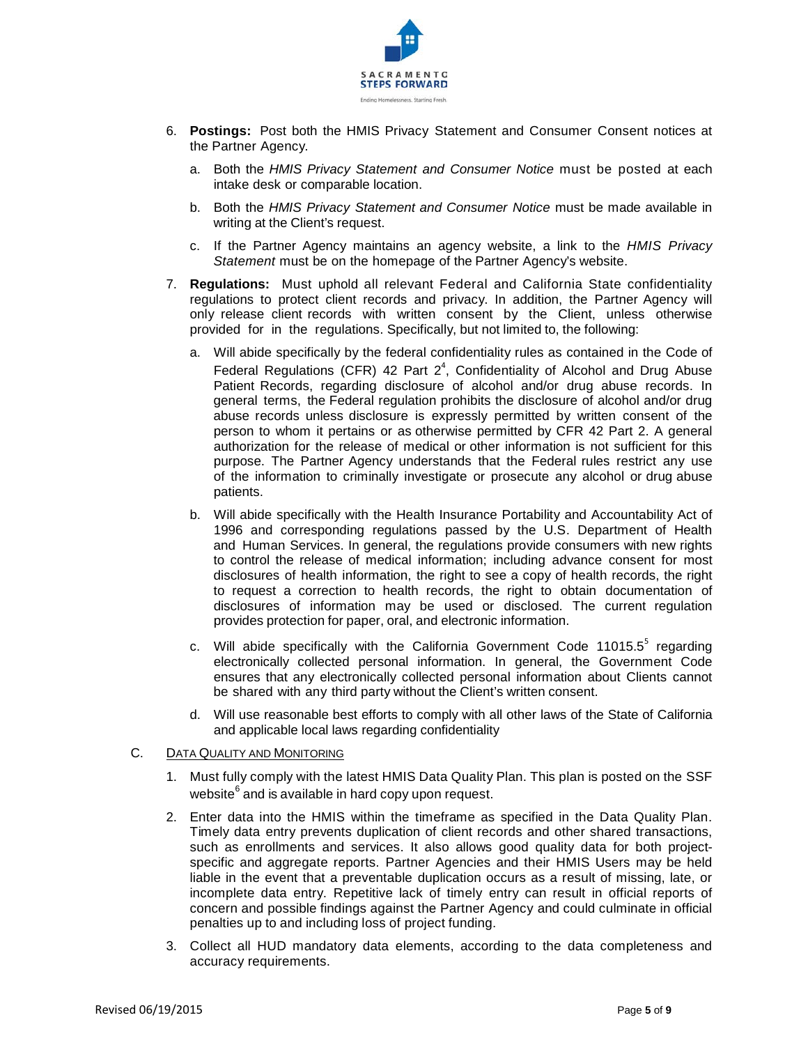6. **Postings:** Post both the HMIS Privacy Statement and Consumer Consent notices at the Partner Agency.

   a. Both the *HMIS Privacy Statement and Consumer Notice* must be posted at each intake desk or comparable location.

   b. Both the *HMIS Privacy Statement and Consumer Notice* must be made available in writing at the Client's request.

   c. If the Partner Agency maintains an agency website, a link to the *HMIS Privacy Statement* must be on the homepage of the Partner Agency's website.

7. **Regulations:** Must uphold all relevant Federal and California State confidentiality regulations to protect client records and privacy. In addition, the Partner Agency will only release client records with written consent by the Client, unless otherwise provided for in the regulations. Specifically, but not limited to, the following:

   a. Will abide specifically by the federal confidentiality rules as contained in the Code of Federal Regulations (CFR) 42 Part 2[4], Confidentiality of Alcohol and Drug Abuse Patient Records, regarding disclosure of alcohol and/or drug abuse records. In general terms, the Federal regulation prohibits the disclosure of alcohol and/or drug abuse records unless disclosure is expressly permitted by written consent of the person to whom it pertains or as otherwise permitted by CFR 42 Part 2. A general authorization for the release of medical or other information is not sufficient for this purpose. The Partner Agency understands that the Federal rules restrict any use of the information to criminally investigate or prosecute any alcohol or drug abuse patients.

   b. Will abide specifically with the Health Insurance Portability and Accountability Act of 1996 and corresponding regulations passed by the U.S. Department of Health and Human Services. In general, the regulations provide consumers with new rights to control the release of medical information; including advance consent for most disclosures of health information, the right to see a copy of health records, the right to request a correction to health records, the right to obtain documentation of disclosures of information may be used or disclosed. The current regulation provides protection for paper, oral, and electronic information.

   c. Will abide specifically with the California Government Code 11015.5[5] regarding electronically collected personal information. In general, the Government Code ensures that any electronically collected personal information about Clients cannot be shared with any third party without the Client's written consent.

   d. Will use reasonable best efforts to comply with all other laws of the State of California and applicable local laws regarding confidentiality

C. DATA QUALITY AND MONITORING

1. Must fully comply with the latest HMIS Data Quality Plan. This plan is posted on the SSF website[6] and is available in hard copy upon request.

2. Enter data into the HMIS within the timeframe as specified in the Data Quality Plan. Timely data entry prevents duplication of client records and other shared transactions, such as enrollments and services. It also allows good quality data for both project-specific and aggregate reports. Partner Agencies and their HMIS Users may be held liable in the event that a preventable duplication occurs as a result of missing, late, or incomplete data entry. Repetitive lack of timely entry can result in official reports of concern and possible findings against the Partner Agency and could culminate in official penalties up to and including loss of project funding.

3. Collect all HUD mandatory data elements, according to the data completeness and accuracy requirements.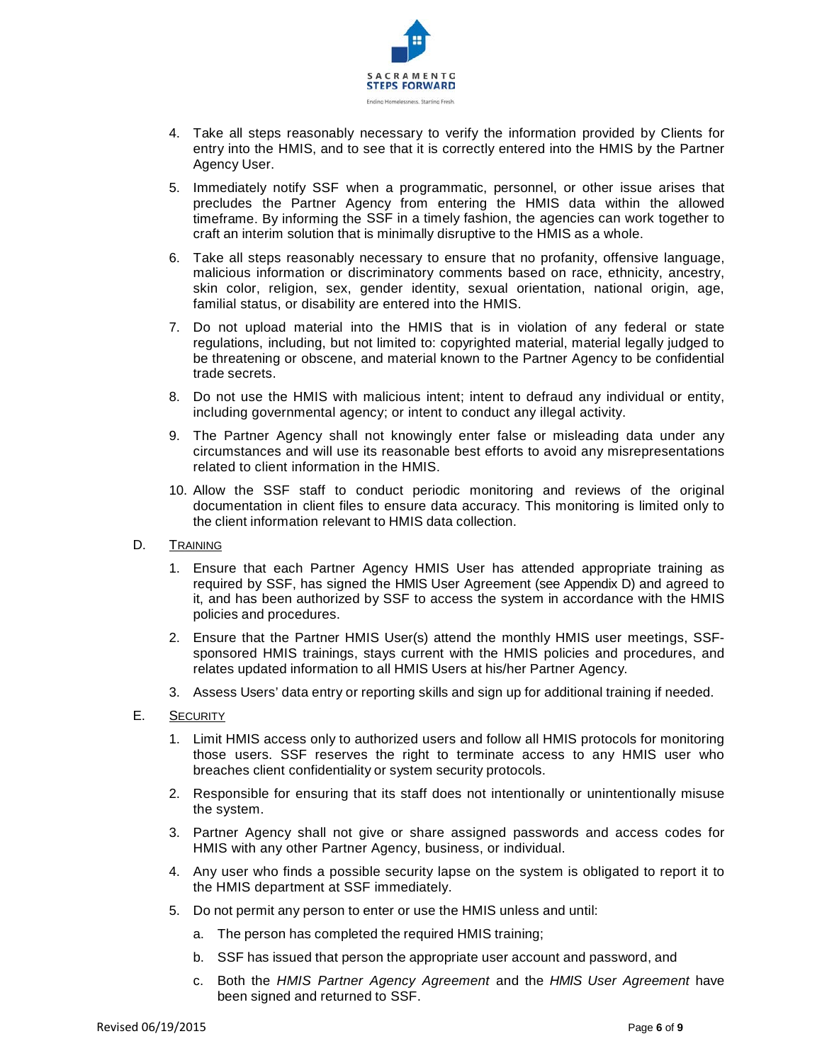4. Take all steps reasonably necessary to verify the information provided by Clients for entry into the HMIS, and to see that it is correctly entered into the HMIS by the Partner Agency User.

5. Immediately notify SSF when a programmatic, personnel, or other issue arises that precludes the Partner Agency from entering the HMIS data within the allowed timeframe. By informing the SSF in a timely fashion, the agencies can work together to craft an interim solution that is minimally disruptive to the HMIS as a whole.

6. Take all steps reasonably necessary to ensure that no profanity, offensive language, malicious information or discriminatory comments based on race, ethnicity, ancestry, skin color, religion, sex, gender identity, sexual orientation, national origin, age, familial status, or disability are entered into the HMIS.

7. Do not upload material into the HMIS that is in violation of any federal or state regulations, including, but not limited to: copyrighted material, material legally judged to be threatening or obscene, and material known to the Partner Agency to be confidential trade secrets.

8. Do not use the HMIS with malicious intent; intent to defraud any individual or entity, including governmental agency; or intent to conduct any illegal activity.

9. The Partner Agency shall not knowingly enter false or misleading data under any circumstances and will use its reasonable best efforts to avoid any misrepresentations related to client information in the HMIS.

10. Allow the SSF staff to conduct periodic monitoring and reviews of the original documentation in client files to ensure data accuracy. This monitoring is limited only to the client information relevant to HMIS data collection.

D. TRAINING

1. Ensure that each Partner Agency HMIS User has attended appropriate training as required by SSF, has signed the HMIS User Agreement (see Appendix D) and agreed to it, and has been authorized by SSF to access the system in accordance with the HMIS policies and procedures.

2. Ensure that the Partner HMIS User(s) attend the monthly HMIS user meetings, SSF-sponsored HMIS trainings, stays current with the HMIS policies and procedures, and relates updated information to all HMIS Users at his/her Partner Agency.

3. Assess Users' data entry or reporting skills and sign up for additional training if needed.

E. SECURITY

1. Limit HMIS access only to authorized users and follow all HMIS protocols for monitoring those users. SSF reserves the right to terminate access to any HMIS user who breaches client confidentiality or system security protocols.

2. Responsible for ensuring that its staff does not intentionally or unintentionally misuse the system.

3. Partner Agency shall not give or share assigned passwords and access codes for HMIS with any other Partner Agency, business, or individual.

4. Any user who finds a possible security lapse on the system is obligated to report it to the HMIS department at SSF immediately.

5. Do not permit any person to enter or use the HMIS unless and until:

   a. The person has completed the required HMIS training;

   b. SSF has issued that person the appropriate user account and password, and

   c. Both the *HMIS Partner Agency Agreement* and the *HMIS User Agreement* have been signed and returned to SSF.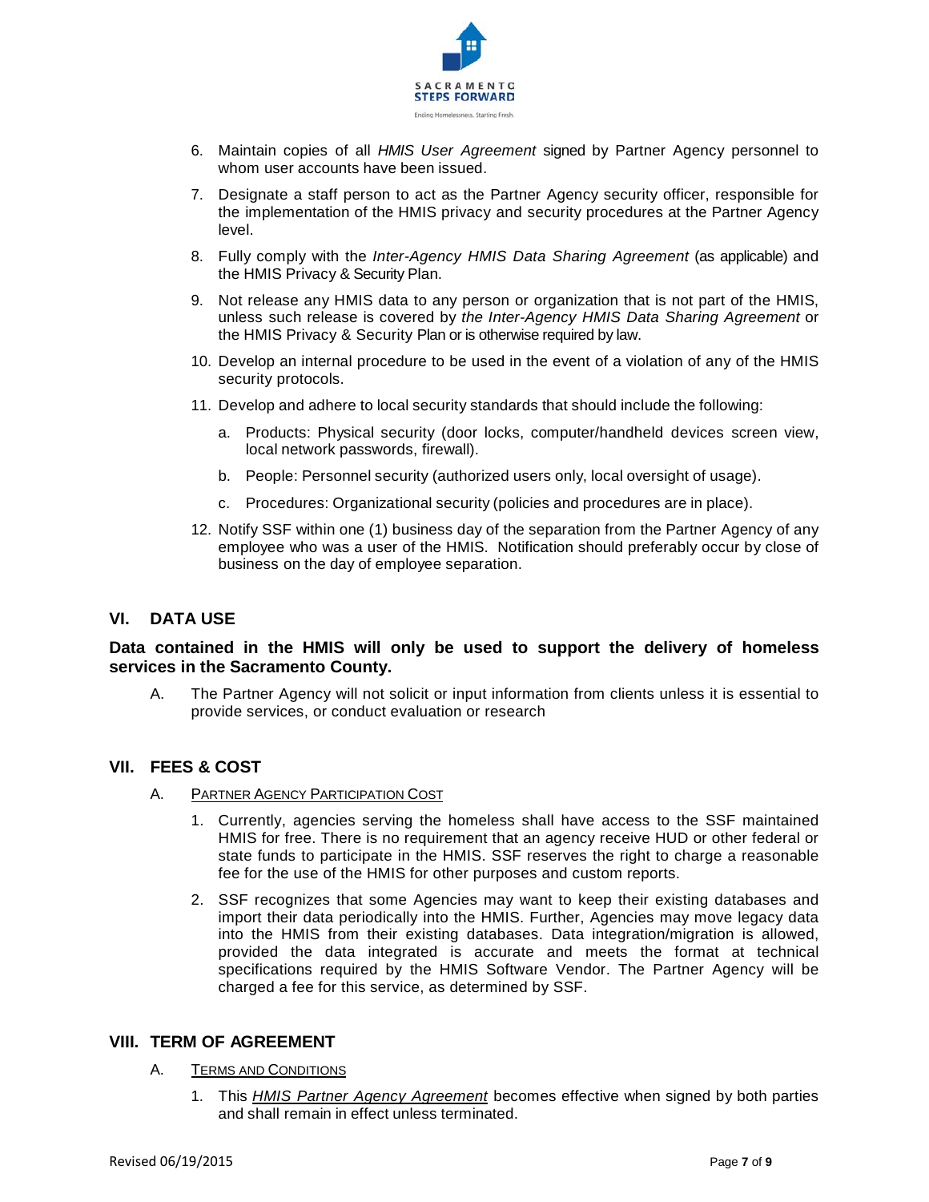6. Maintain copies of all *HMIS User Agreement* signed by Partner Agency personnel to whom user accounts have been issued.
7. Designate a staff person to act as the Partner Agency security officer, responsible for the implementation of the HMIS privacy and security procedures at the Partner Agency level.
8. Fully comply with the *Inter-Agency HMIS Data Sharing Agreement* (as applicable) and the HMIS Privacy & Security Plan.
9. Not release any HMIS data to any person or organization that is not part of the HMIS, unless such release is covered by *the Inter-Agency HMIS Data Sharing Agreement* or the HMIS Privacy & Security Plan or is otherwise required by law.
10. Develop an internal procedure to be used in the event of a violation of any of the HMIS security protocols.
11. Develop and adhere to local security standards that should include the following:
    a. Products: Physical security (door locks, computer/handheld devices screen view, local network passwords, firewall).
    b. People: Personnel security (authorized users only, local oversight of usage).
    c. Procedures: Organizational security (policies and procedures are in place).
12. Notify SSF within one (1) business day of the separation from the Partner Agency of any employee who was a user of the HMIS. Notification should preferably occur by close of business on the day of employee separation.

## VI. DATA USE

**Data contained in the HMIS will only be used to support the delivery of homeless services in the Sacramento County.**

A. The Partner Agency will not solicit or input information from clients unless it is essential to provide services, or conduct evaluation or research

## VII. FEES & COST

A. <u>PARTNER AGENCY PARTICIPATION COST</u>

1. Currently, agencies serving the homeless shall have access to the SSF maintained HMIS for free. There is no requirement that an agency receive HUD or other federal or state funds to participate in the HMIS. SSF reserves the right to charge a reasonable fee for the use of the HMIS for other purposes and custom reports.
2. SSF recognizes that some Agencies may want to keep their existing databases and import their data periodically into the HMIS. Further, Agencies may move legacy data into the HMIS from their existing databases. Data integration/migration is allowed, provided the data integrated is accurate and meets the format at technical specifications required by the HMIS Software Vendor. The Partner Agency will be charged a fee for this service, as determined by SSF.

## VIII. TERM OF AGREEMENT

A. <u>TERMS AND CONDITIONS</u>

1. This <u>*HMIS Partner Agency Agreement*</u> becomes effective when signed by both parties and shall remain in effect unless terminated.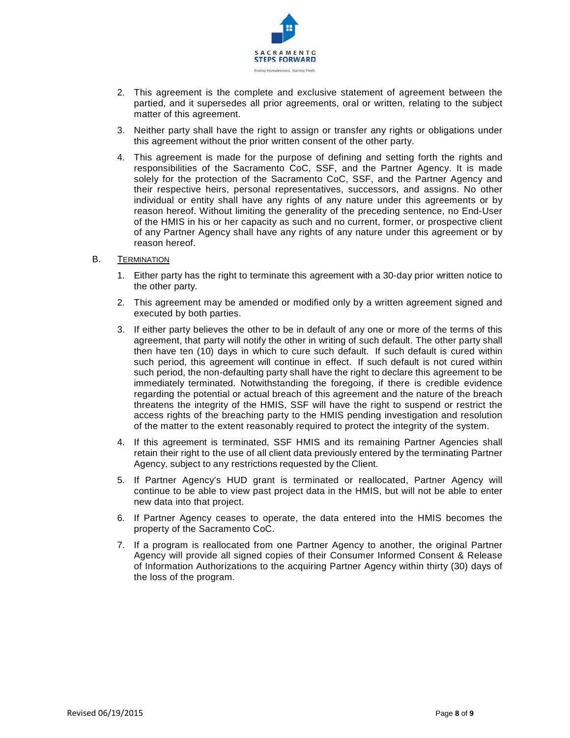2. This agreement is the complete and exclusive statement of agreement between the partied, and it supersedes all prior agreements, oral or written, relating to the subject matter of this agreement.

3. Neither party shall have the right to assign or transfer any rights or obligations under this agreement without the prior written consent of the other party.

4. This agreement is made for the purpose of defining and setting forth the rights and responsibilities of the Sacramento CoC, SSF, and the Partner Agency. It is made solely for the protection of the Sacramento CoC, SSF, and the Partner Agency and their respective heirs, personal representatives, successors, and assigns. No other individual or entity shall have any rights of any nature under this agreements or by reason hereof. Without limiting the generality of the preceding sentence, no End-User of the HMIS in his or her capacity as such and no current, former, or prospective client of any Partner Agency shall have any rights of any nature under this agreement or by reason hereof.

B. TERMINATION

1. Either party has the right to terminate this agreement with a 30-day prior written notice to the other party.

2. This agreement may be amended or modified only by a written agreement signed and executed by both parties.

3. If either party believes the other to be in default of any one or more of the terms of this agreement, that party will notify the other in writing of such default. The other party shall then have ten (10) days in which to cure such default. If such default is cured within such period, this agreement will continue in effect. If such default is not cured within such period, the non-defaulting party shall have the right to declare this agreement to be immediately terminated. Notwithstanding the foregoing, if there is credible evidence regarding the potential or actual breach of this agreement and the nature of the breach threatens the integrity of the HMIS, SSF will have the right to suspend or restrict the access rights of the breaching party to the HMIS pending investigation and resolution of the matter to the extent reasonably required to protect the integrity of the system.

4. If this agreement is terminated, SSF HMIS and its remaining Partner Agencies shall retain their right to the use of all client data previously entered by the terminating Partner Agency, subject to any restrictions requested by the Client.

5. If Partner Agency's HUD grant is terminated or reallocated, Partner Agency will continue to be able to view past project data in the HMIS, but will not be able to enter new data into that project.

6. If Partner Agency ceases to operate, the data entered into the HMIS becomes the property of the Sacramento CoC.

7. If a program is reallocated from one Partner Agency to another, the original Partner Agency will provide all signed copies of their Consumer Informed Consent & Release of Information Authorizations to the acquiring Partner Agency within thirty (30) days of the loss of the program.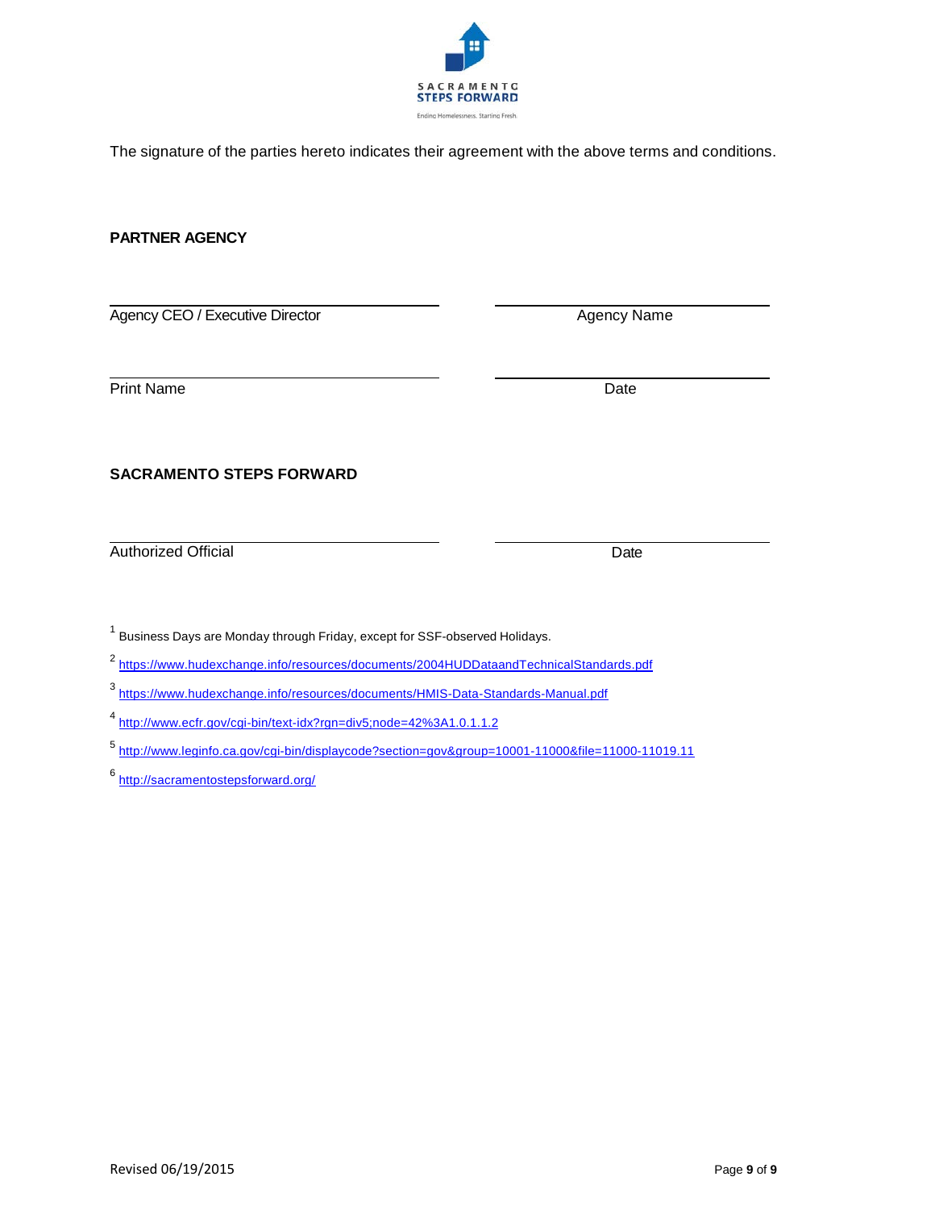The signature of the parties hereto indicates their agreement with the above terms and conditions.

**PARTNER AGENCY**

| | |
|---|---|
| Agency CEO / Executive Director | Agency Name |
| Print Name | Date |

**SACRAMENTO STEPS FORWARD**

| | |
|---|---|
| Authorized Official | Date |

[1] Business Days are Monday through Friday, except for SSF-observed Holidays.

[2] https://www.hudexchange.info/resources/documents/2004HUDDataandTechnicalStandards.pdf

[3] https://www.hudexchange.info/resources/documents/HMIS-Data-Standards-Manual.pdf

[4] http://www.ecfr.gov/cgi-bin/text-idx?rgn=div5;node=42%3A1.0.1.1.2

[5] http://www.leginfo.ca.gov/cgi-bin/displaycode?section=gov&group=10001-11000&file=11000-11019.11

[6] http://sacramentostepsforward.org/

Revised 06/19/2015